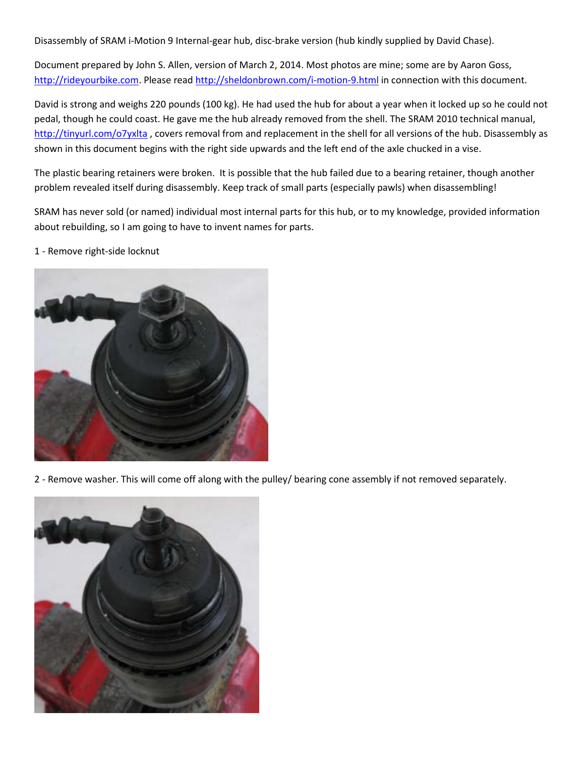Disassembly of SRAM i-Motion 9 Internal-gear hub, disc-brake version (hub kindly supplied by David Chase).

Document prepared by John S. Allen, version of March 2, 2014. Most photos are mine; some are by Aaron Goss, http://rideyourbike.com. Please read http://sheldonbrown.com/i-motion-9.html in connection with this document.

David is strong and weighs 220 pounds (100 kg). He had used the hub for about a year when it locked up so he could not pedal, though he could coast. He gave me the hub already removed from the shell. The SRAM 2010 technical manual, http://tinyurl.com/o7yxlta , covers removal from and replacement in the shell for all versions of the hub. Disassembly as shown in this document begins with the right side upwards and the left end of the axle chucked in a vise.

The plastic bearing retainers were broken. It is possible that the hub failed due to a bearing retainer, though another problem revealed itself during disassembly. Keep track of small parts (especially pawls) when disassembling!

SRAM has never sold (or named) individual most internal parts for this hub, or to my knowledge, provided information about rebuilding, so I am going to have to invent names for parts.

1 - Remove right-side locknut

2 - Remove washer. This will come off along with the pulley/ bearing cone assembly if not removed separately.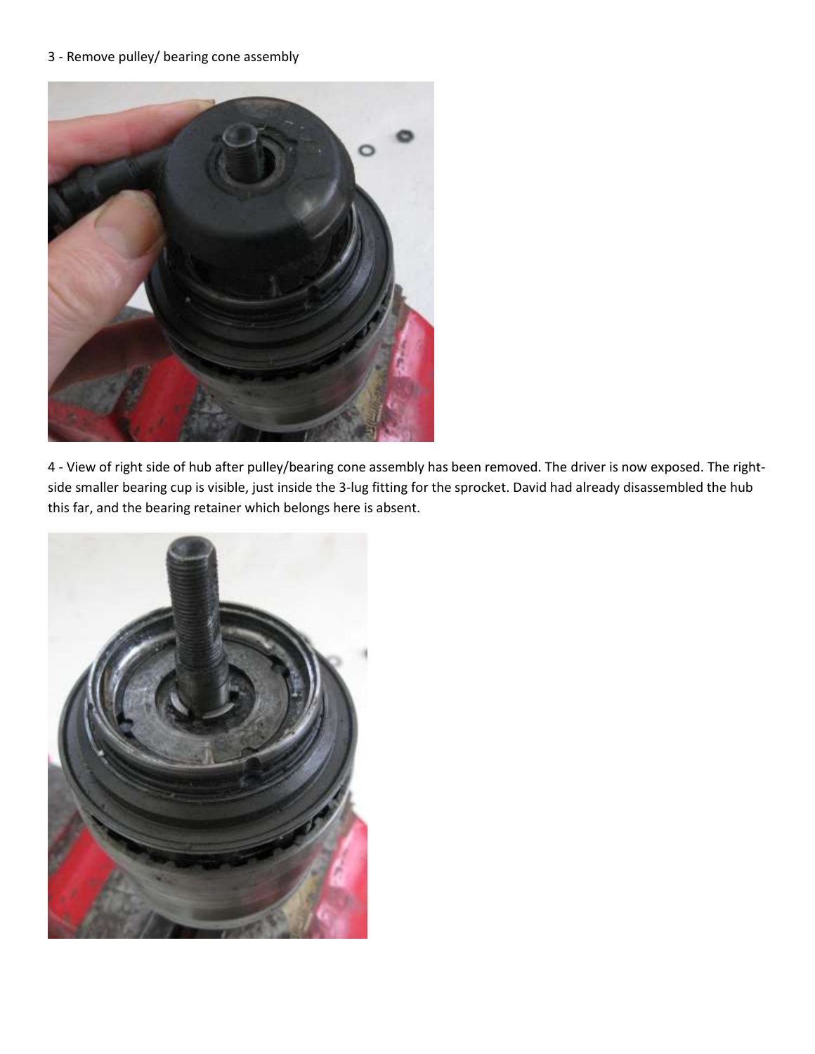3 - Remove pulley/ bearing cone assembly

4 - View of right side of hub after pulley/bearing cone assembly has been removed. The driver is now exposed. The right-side smaller bearing cup is visible, just inside the 3-lug fitting for the sprocket. David had already disassembled the hub this far, and the bearing retainer which belongs here is absent.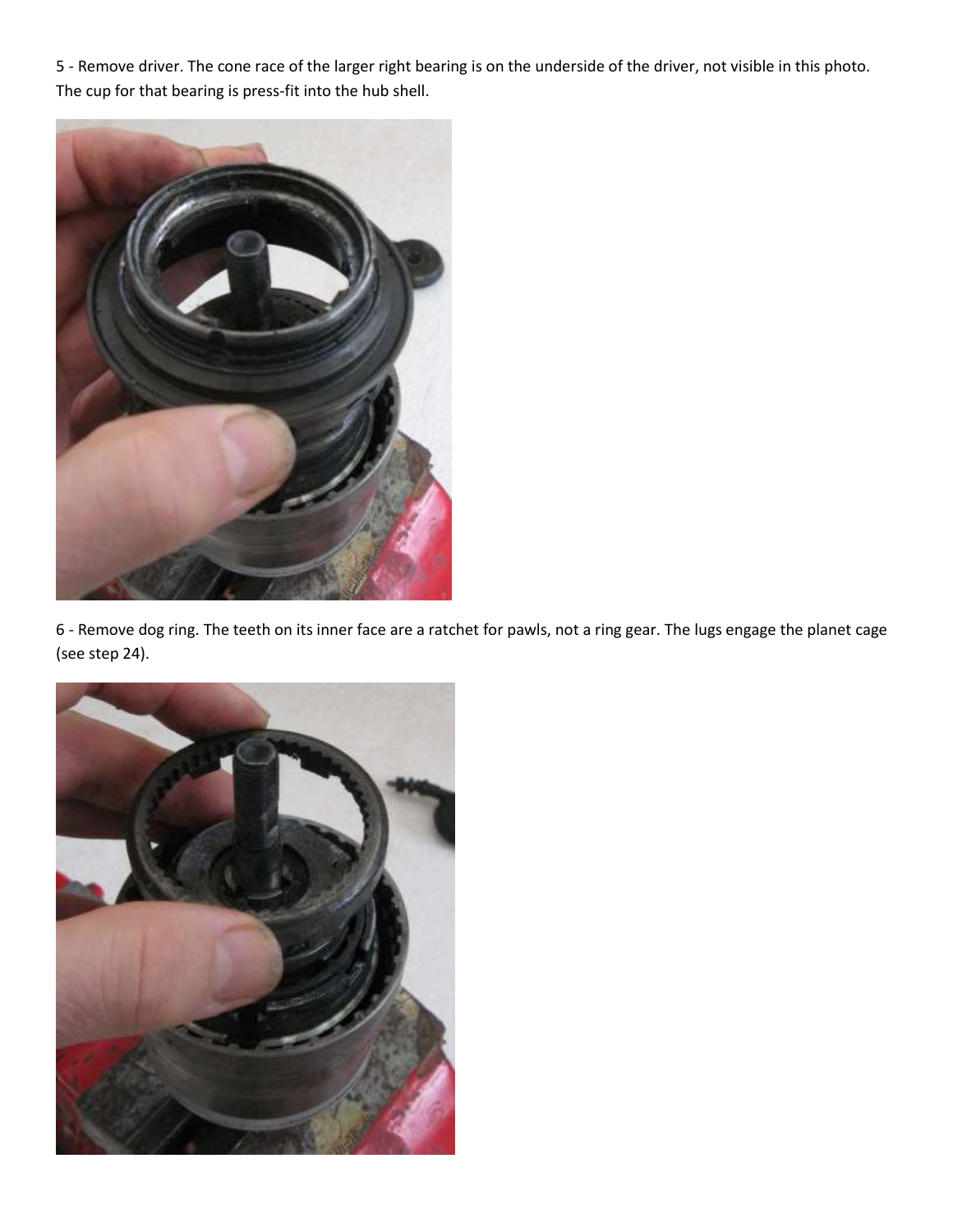5 - Remove driver. The cone race of the larger right bearing is on the underside of the driver, not visible in this photo. The cup for that bearing is press-fit into the hub shell.

6 - Remove dog ring. The teeth on its inner face are a ratchet for pawls, not a ring gear. The lugs engage the planet cage (see step 24).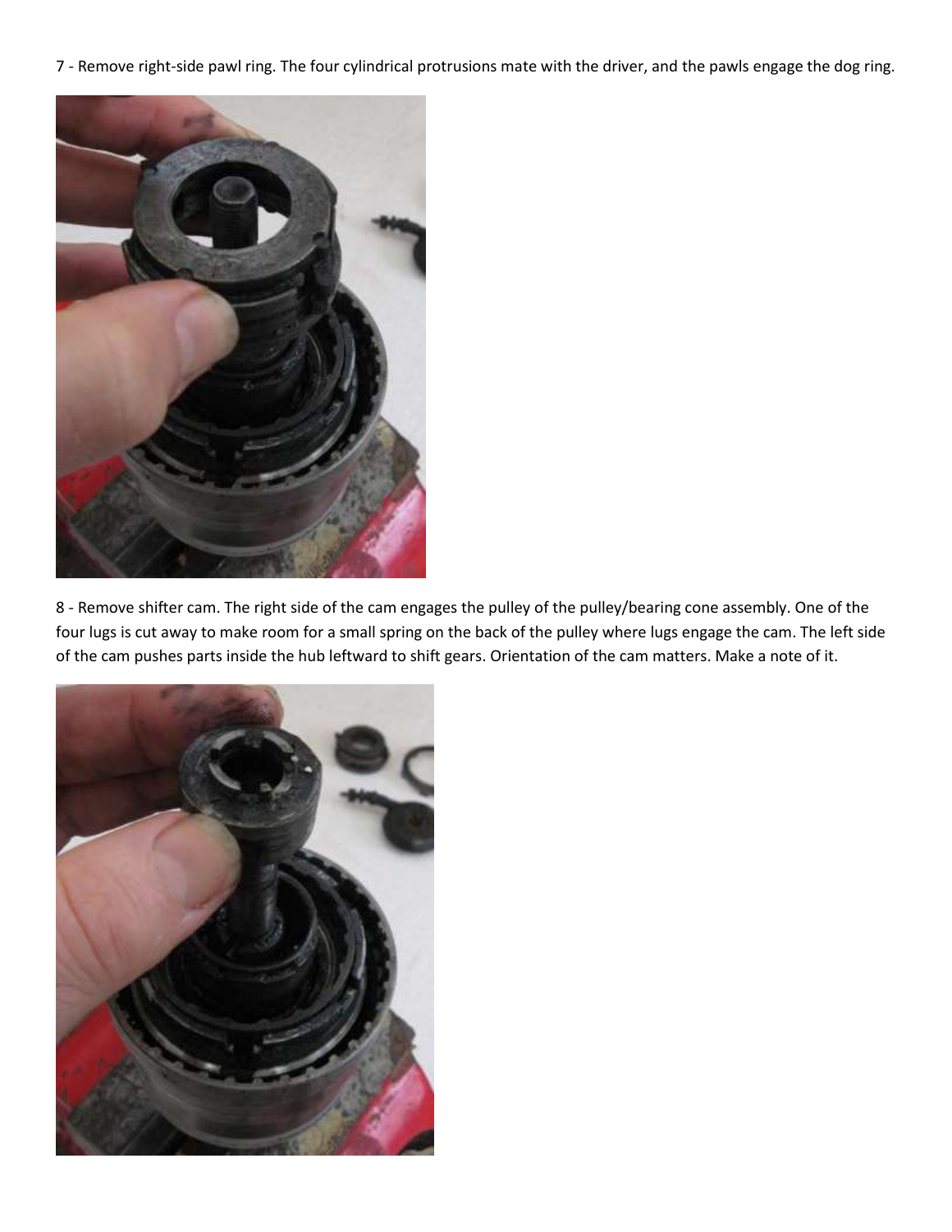7 - Remove right-side pawl ring. The four cylindrical protrusions mate with the driver, and the pawls engage the dog ring.

8 - Remove shifter cam. The right side of the cam engages the pulley of the pulley/bearing cone assembly. One of the four lugs is cut away to make room for a small spring on the back of the pulley where lugs engage the cam. The left side of the cam pushes parts inside the hub leftward to shift gears. Orientation of the cam matters. Make a note of it.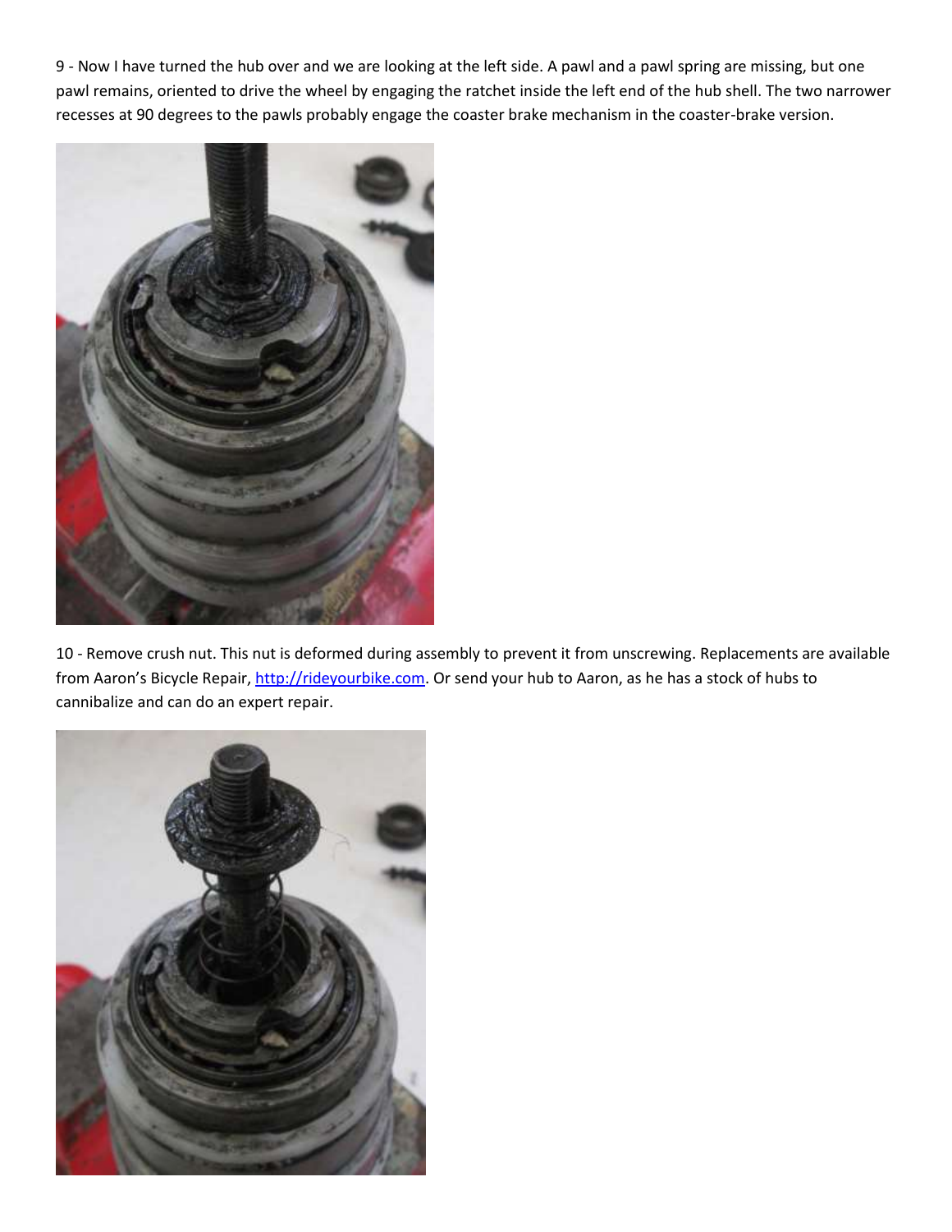9 - Now I have turned the hub over and we are looking at the left side. A pawl and a pawl spring are missing, but one pawl remains, oriented to drive the wheel by engaging the ratchet inside the left end of the hub shell. The two narrower recesses at 90 degrees to the pawls probably engage the coaster brake mechanism in the coaster-brake version.

10 - Remove crush nut. This nut is deformed during assembly to prevent it from unscrewing. Replacements are available from Aaron's Bicycle Repair, [http://rideyourbike.com](http://rideyourbike.com). Or send your hub to Aaron, as he has a stock of hubs to cannibalize and can do an expert repair.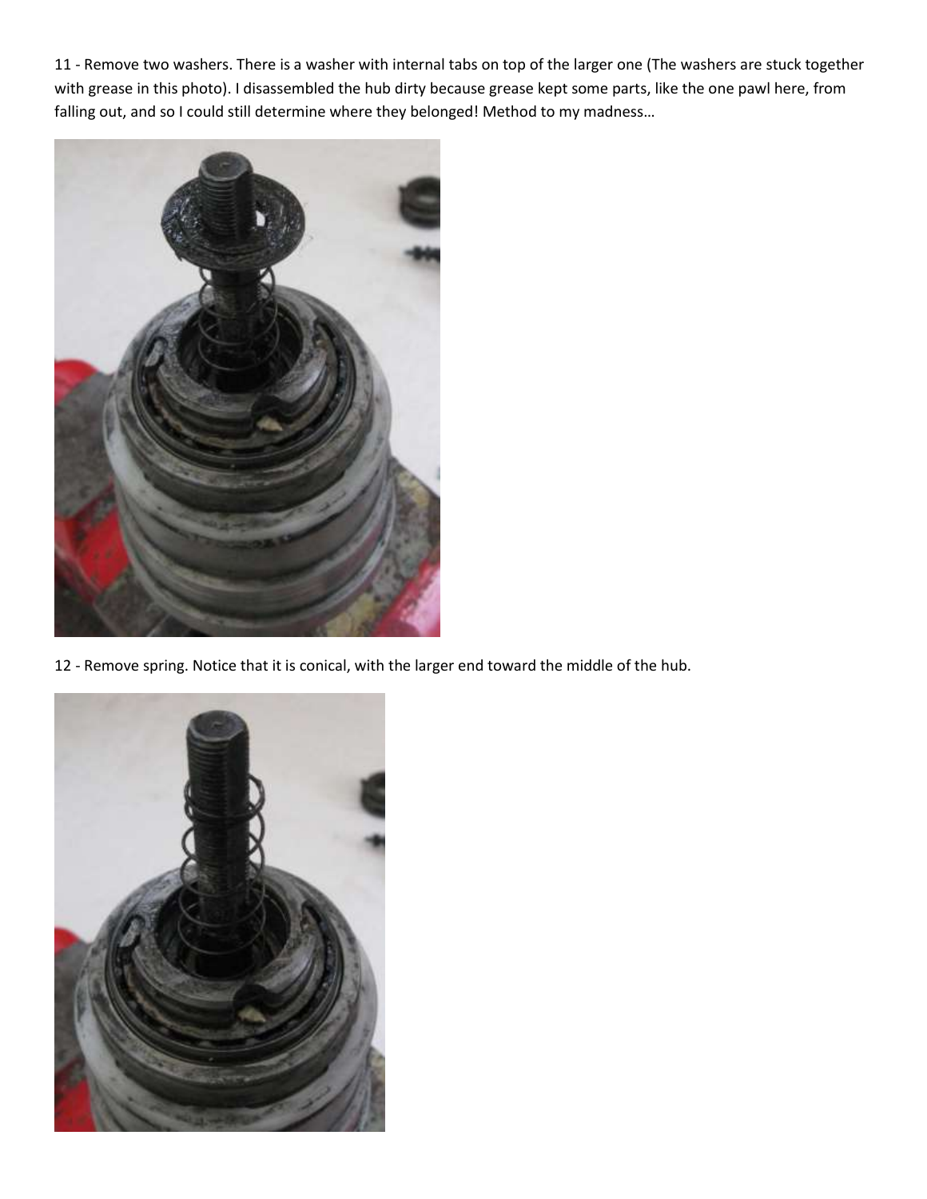11 - Remove two washers. There is a washer with internal tabs on top of the larger one (The washers are stuck together with grease in this photo). I disassembled the hub dirty because grease kept some parts, like the one pawl here, from falling out, and so I could still determine where they belonged! Method to my madness…

12 - Remove spring. Notice that it is conical, with the larger end toward the middle of the hub.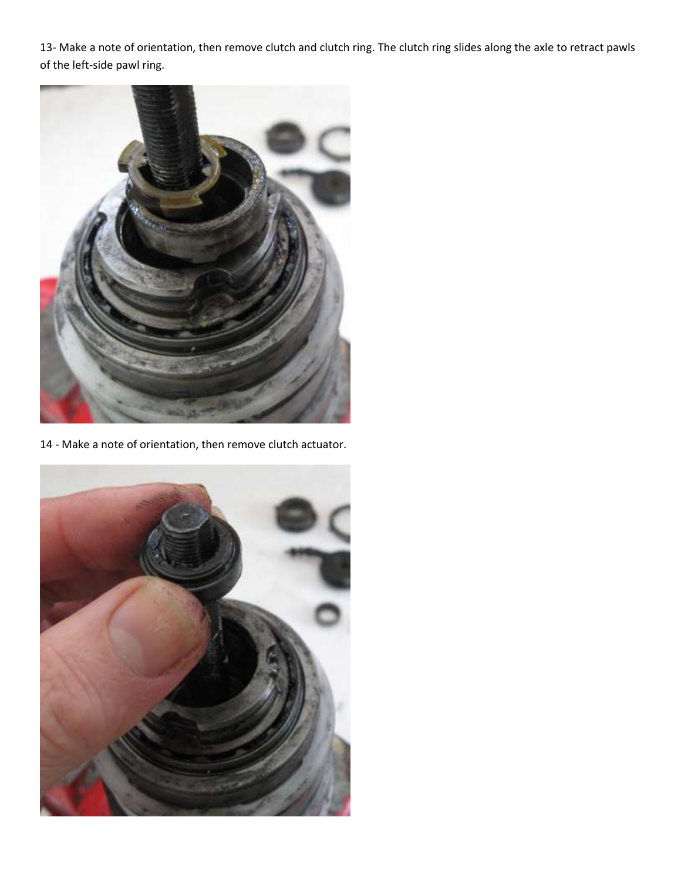13- Make a note of orientation, then remove clutch and clutch ring. The clutch ring slides along the axle to retract pawls of the left-side pawl ring.

14 - Make a note of orientation, then remove clutch actuator.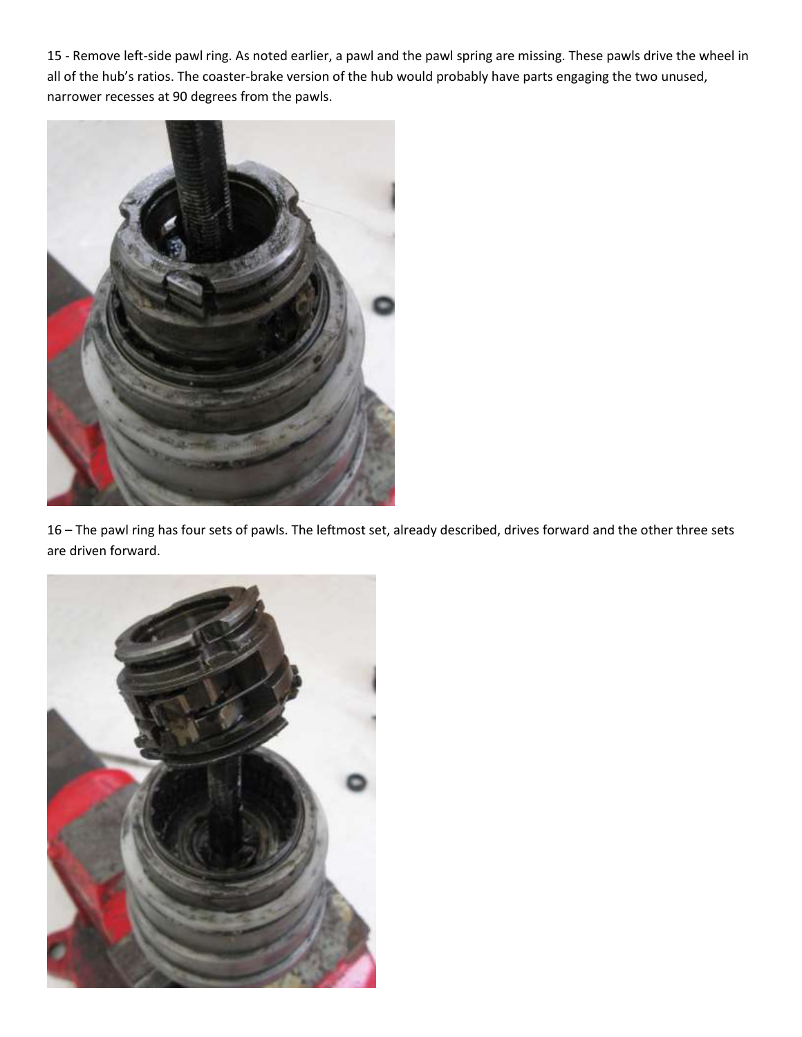15 - Remove left-side pawl ring. As noted earlier, a pawl and the pawl spring are missing. These pawls drive the wheel in all of the hub's ratios. The coaster-brake version of the hub would probably have parts engaging the two unused, narrower recesses at 90 degrees from the pawls.

16 – The pawl ring has four sets of pawls. The leftmost set, already described, drives forward and the other three sets are driven forward.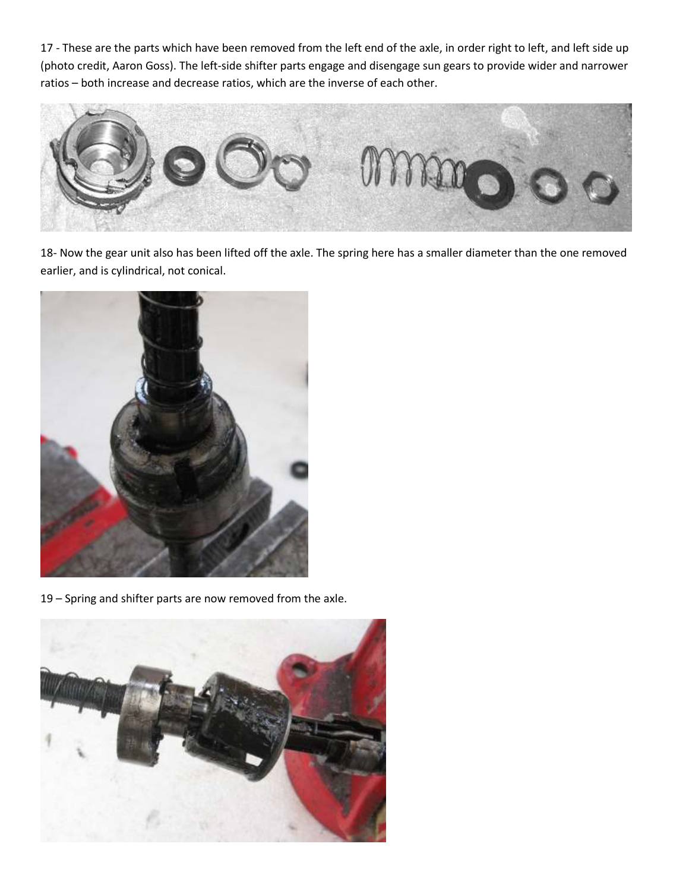17 - These are the parts which have been removed from the left end of the axle, in order right to left, and left side up (photo credit, Aaron Goss). The left-side shifter parts engage and disengage sun gears to provide wider and narrower ratios – both increase and decrease ratios, which are the inverse of each other.

18- Now the gear unit also has been lifted off the axle. The spring here has a smaller diameter than the one removed earlier, and is cylindrical, not conical.

19 – Spring and shifter parts are now removed from the axle.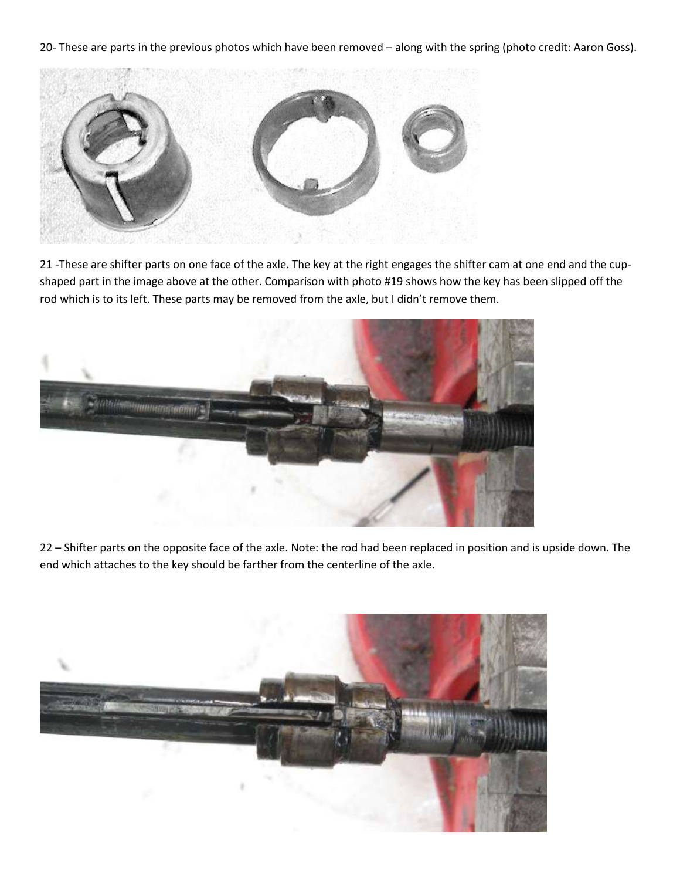20- These are parts in the previous photos which have been removed – along with the spring (photo credit: Aaron Goss).

21 -These are shifter parts on one face of the axle. The key at the right engages the shifter cam at one end and the cup-shaped part in the image above at the other. Comparison with photo #19 shows how the key has been slipped off the rod which is to its left. These parts may be removed from the axle, but I didn't remove them.

22 – Shifter parts on the opposite face of the axle. Note: the rod had been replaced in position and is upside down. The end which attaches to the key should be farther from the centerline of the axle.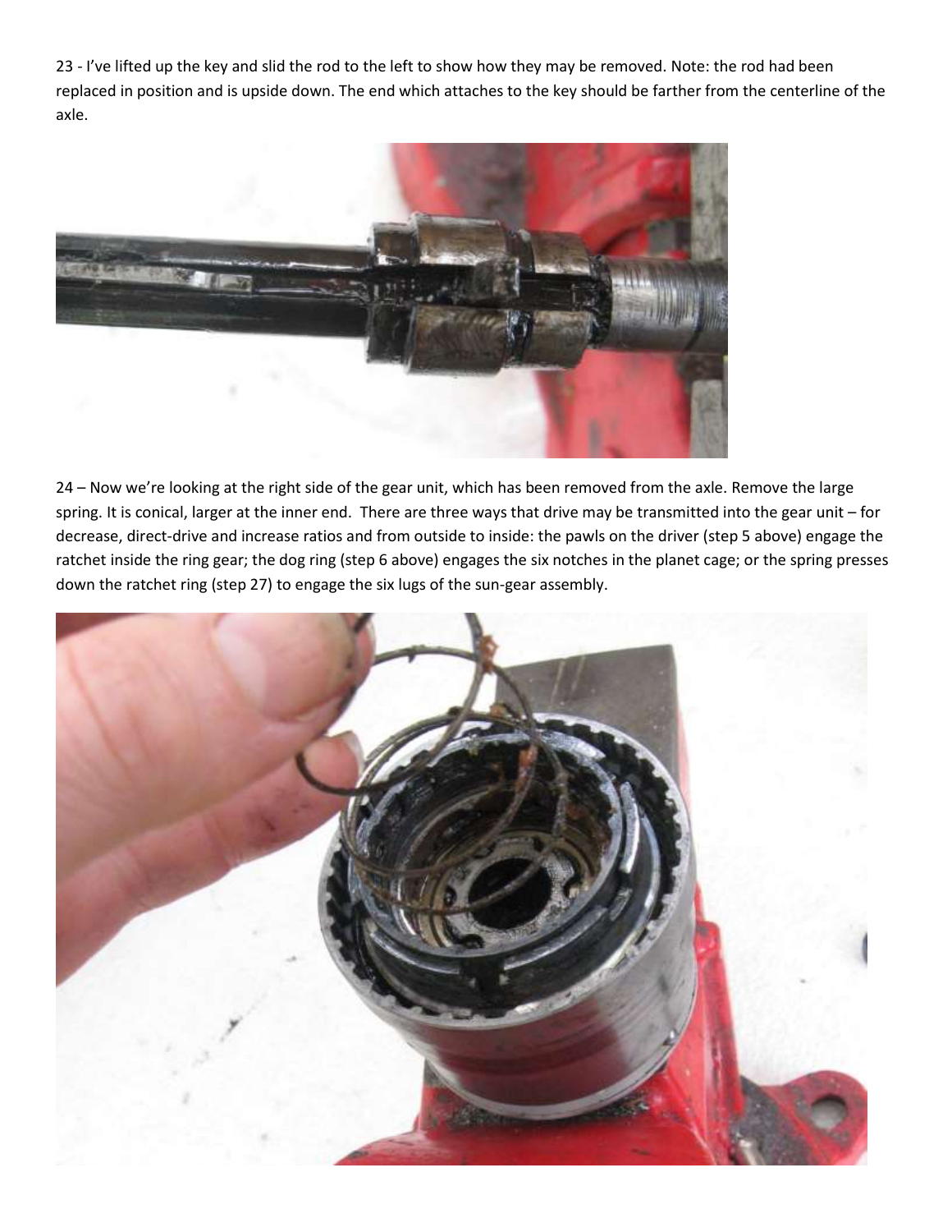23 - I've lifted up the key and slid the rod to the left to show how they may be removed. Note: the rod had been replaced in position and is upside down. The end which attaches to the key should be farther from the centerline of the axle.

24 – Now we're looking at the right side of the gear unit, which has been removed from the axle. Remove the large spring. It is conical, larger at the inner end. There are three ways that drive may be transmitted into the gear unit – for decrease, direct-drive and increase ratios and from outside to inside: the pawls on the driver (step 5 above) engage the ratchet inside the ring gear; the dog ring (step 6 above) engages the six notches in the planet cage; or the spring presses down the ratchet ring (step 27) to engage the six lugs of the sun-gear assembly.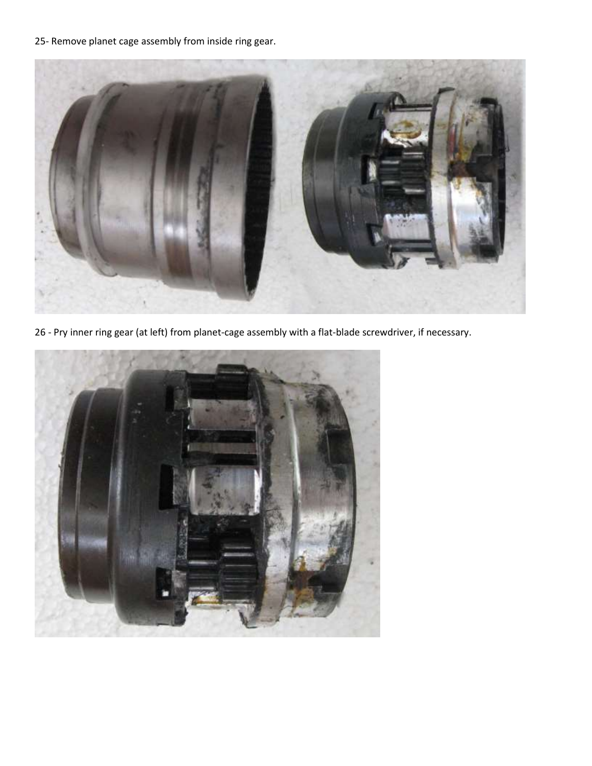25- Remove planet cage assembly from inside ring gear.

26 - Pry inner ring gear (at left) from planet-cage assembly with a flat-blade screwdriver, if necessary.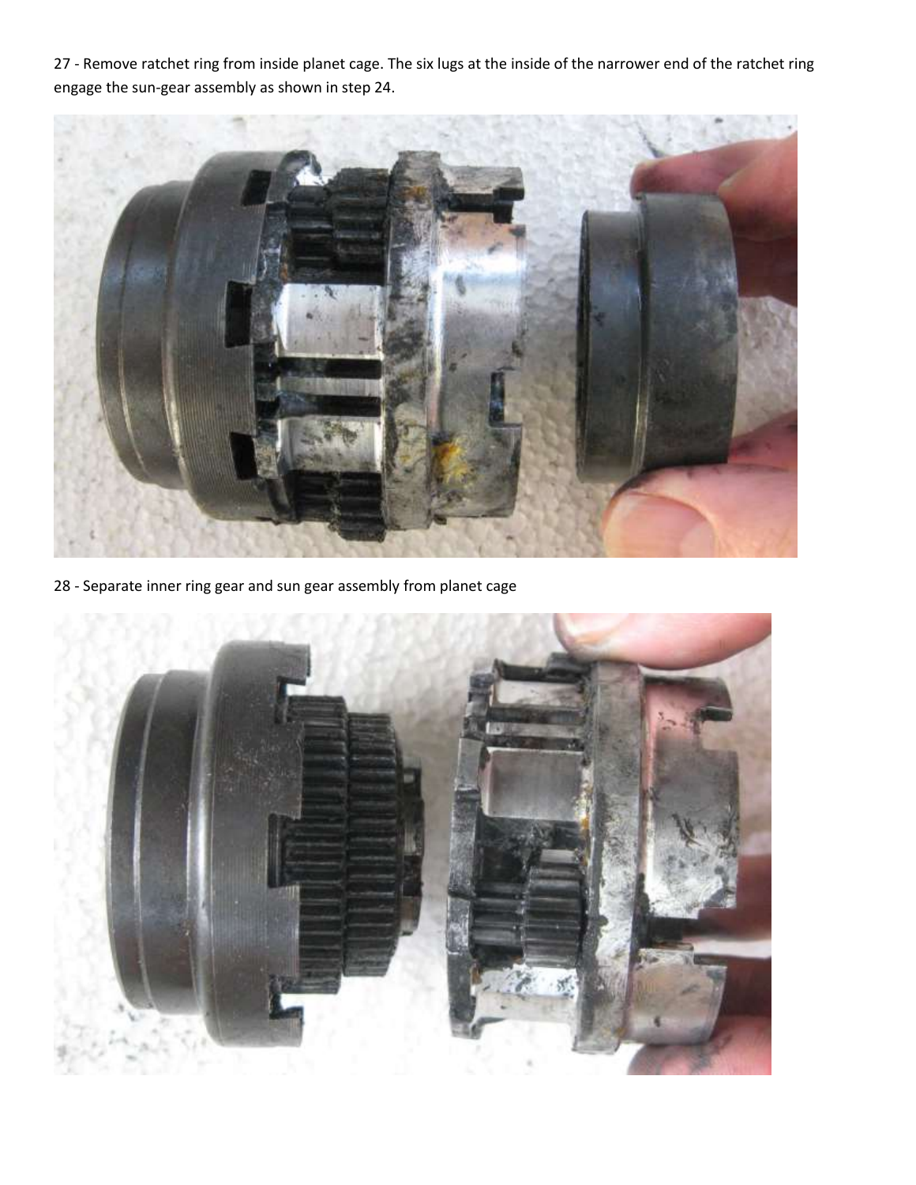27 - Remove ratchet ring from inside planet cage. The six lugs at the inside of the narrower end of the ratchet ring engage the sun-gear assembly as shown in step 24.

28 - Separate inner ring gear and sun gear assembly from planet cage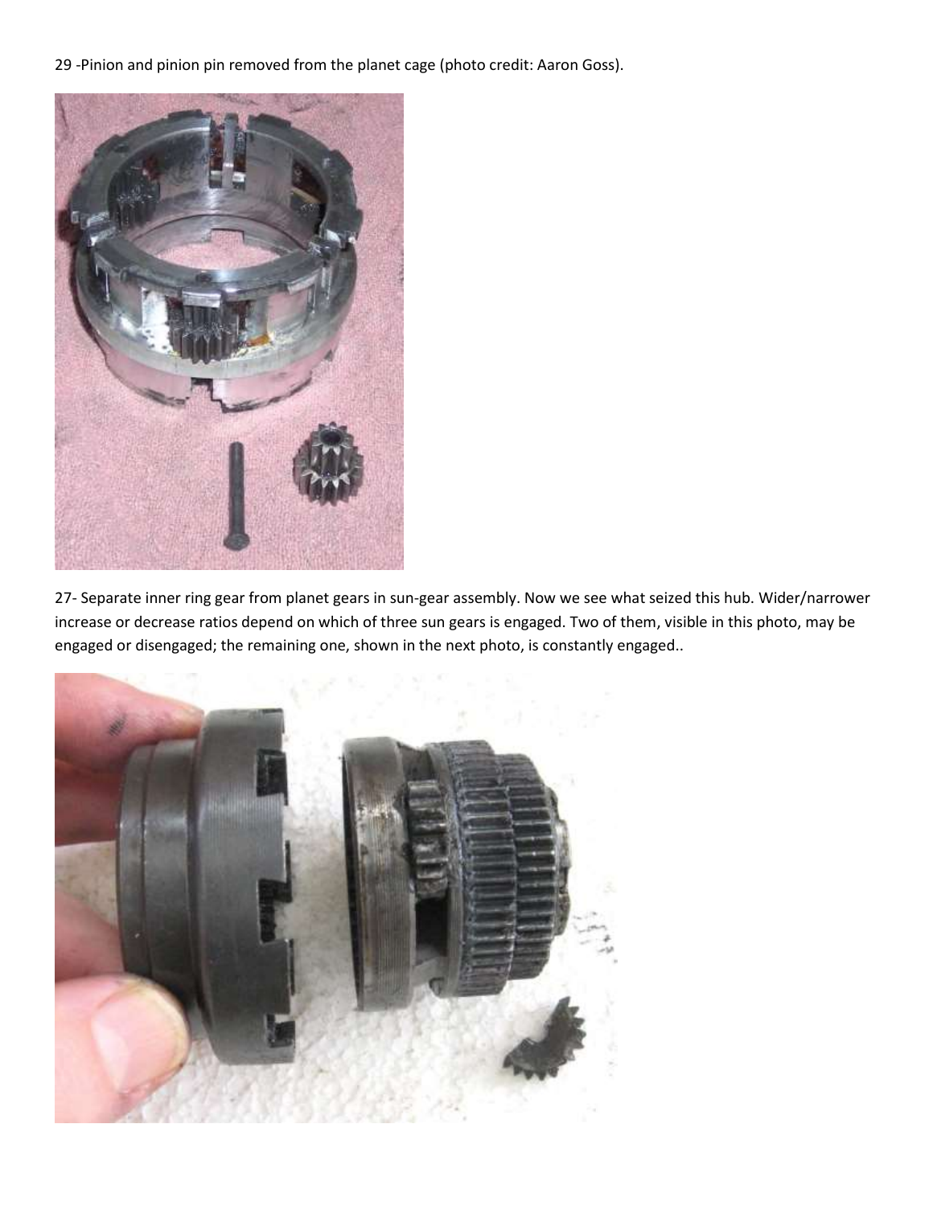29 -Pinion and pinion pin removed from the planet cage (photo credit: Aaron Goss).

27- Separate inner ring gear from planet gears in sun-gear assembly. Now we see what seized this hub. Wider/narrower increase or decrease ratios depend on which of three sun gears is engaged. Two of them, visible in this photo, may be engaged or disengaged; the remaining one, shown in the next photo, is constantly engaged..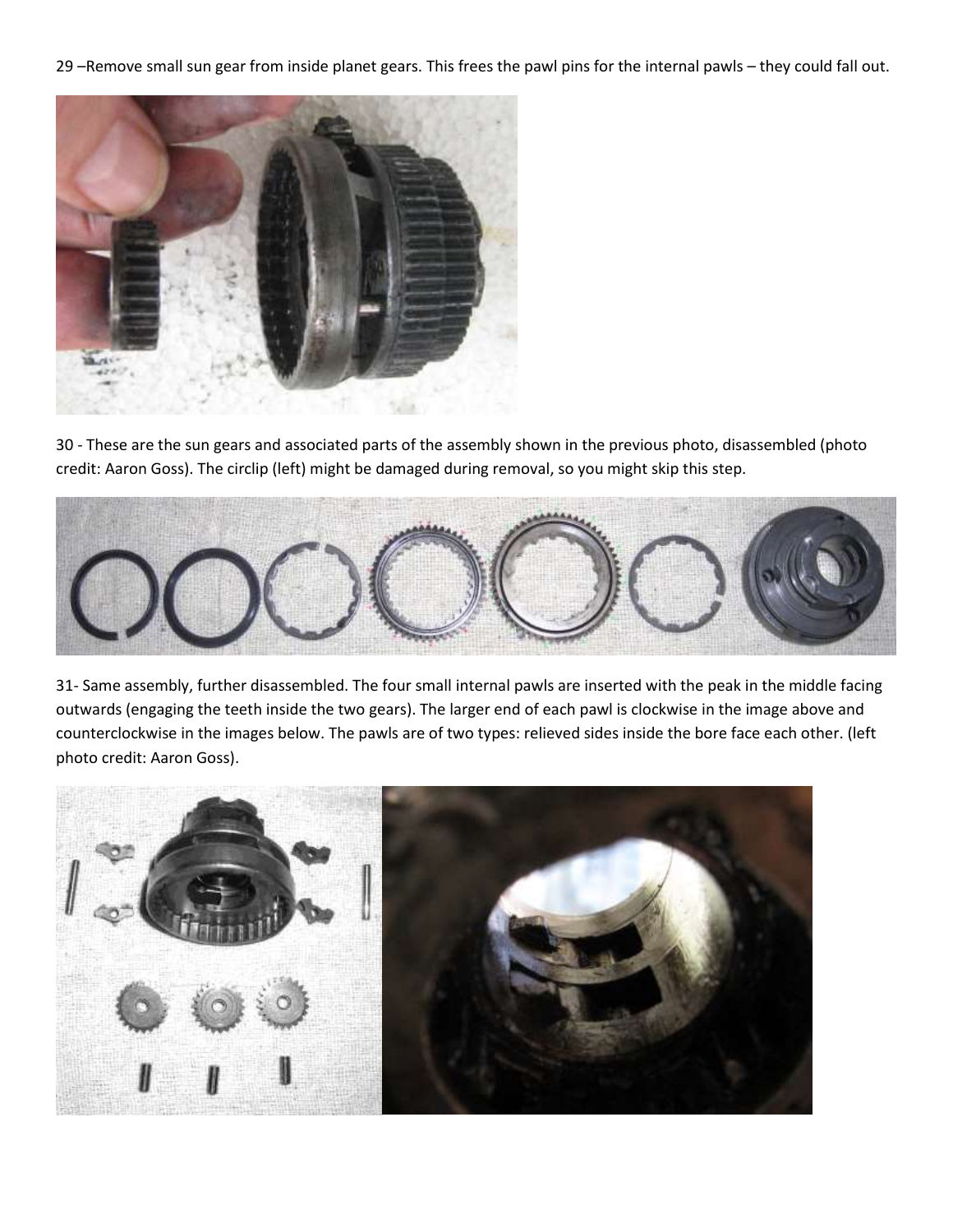29 –Remove small sun gear from inside planet gears. This frees the pawl pins for the internal pawls – they could fall out.

30 - These are the sun gears and associated parts of the assembly shown in the previous photo, disassembled (photo credit: Aaron Goss). The circlip (left) might be damaged during removal, so you might skip this step.

31- Same assembly, further disassembled. The four small internal pawls are inserted with the peak in the middle facing outwards (engaging the teeth inside the two gears). The larger end of each pawl is clockwise in the image above and counterclockwise in the images below. The pawls are of two types: relieved sides inside the bore face each other. (left photo credit: Aaron Goss).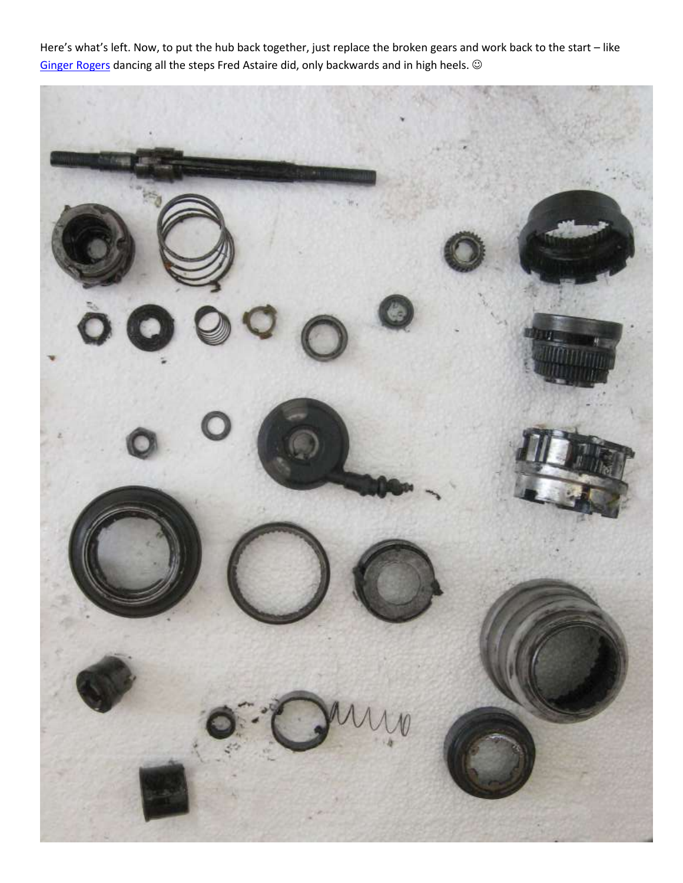Here's what's left. Now, to put the hub back together, just replace the broken gears and work back to the start – like [Ginger Rogers](#) dancing all the steps Fred Astaire did, only backwards and in high heels. ☺